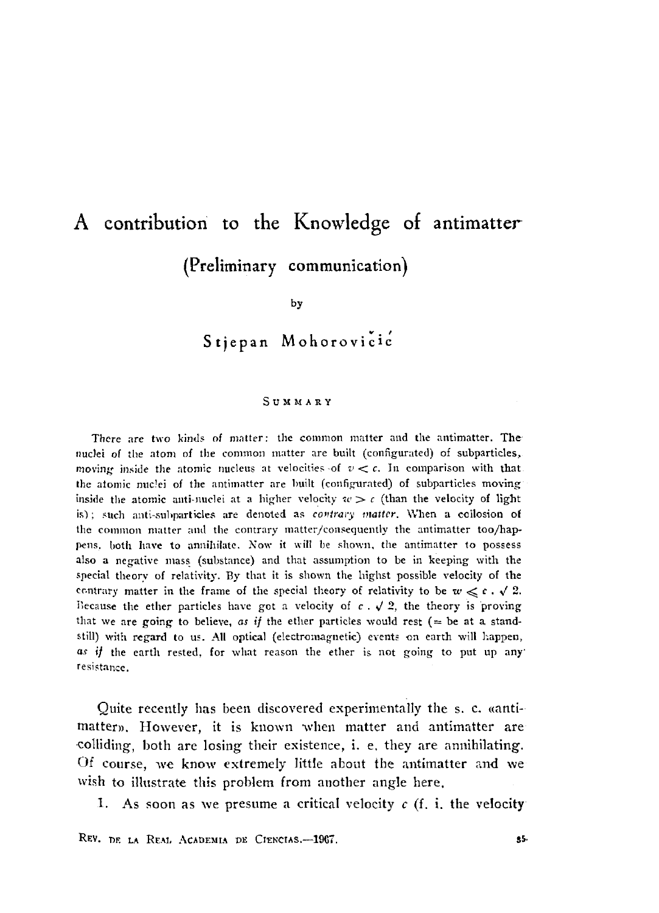# A contribution to the Knowledge of antimatter

## (Preliminary communication)

by

### Stjepan Mohorovičić

SUMMARY

There are two kinds of matter: the common matter and the antimatter. The nuclei of the atom of the common matter are built (configurated) of subparticles, moving inside the atomic nucleus at velocities of $v < c$. In comparison with that the atomic nuclei of the antimatter are built (configurated) of subparticles moving inside the atomic anti-nuclei at a higher velocity $w > c$ (than the velocity of light is); such anti-subparticles are denoted as *contrary matter*. When a collosion of the common matter and the contrary matter/consequently the antimatter too/happens, both have to annihilate. Now it will be shown, the antimatter to possess also a negative mass (substance) and that assumption to be in keeping with the special theory of relativity. By that it is shown the highst possible velocity of the contrary matter in the frame of the special theory of relativity to be $w \leqslant c \cdot \sqrt{2}$. Because the ether particles have got a velocity of $c \cdot \sqrt{2}$, the theory is proving that we are going to believe, *as if* the ether particles would rest (= be at a standstill) with regard to us. All optical (electromagnetic) events on earth will happen, *as if* the earth rested, for what reason the ether is not going to put up any resistance.

Quite recently has been discovered experimentally the s. c. «antimatter». However, it is known when matter and antimatter are colliding, both are losing their existence, i. e. they are annihilating. Of course, we know extremely little about the antimatter and we wish to illustrate this problem from another angle here.

1. As soon as we presume a critical velocity $c$ (f. i. the velocity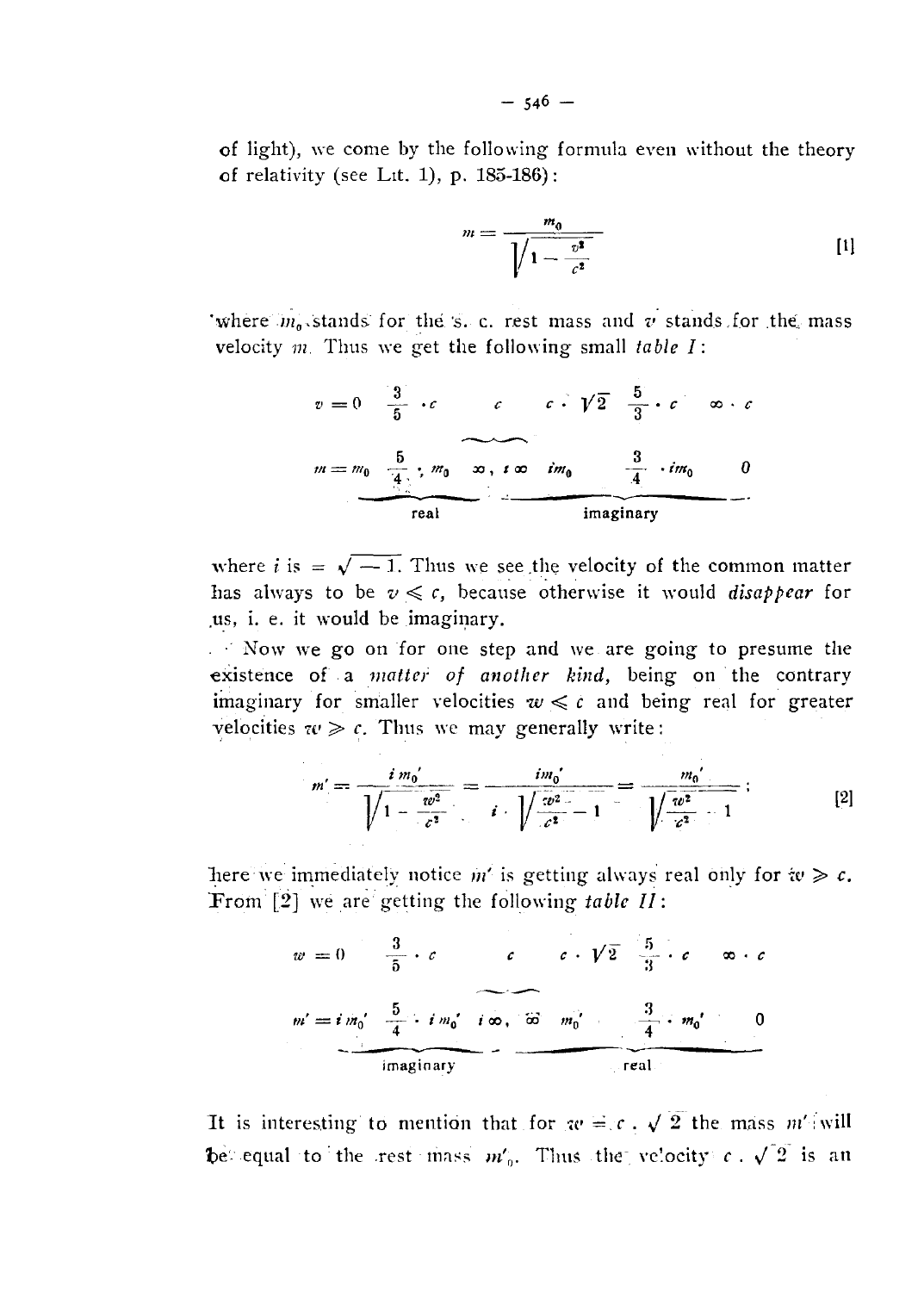of light), we come by the following formula even without the theory of relativity (see Lit. 1), p. 185-186):

$$m = \frac{m_0}{\sqrt{1 - \frac{v^2}{c^2}}} \qquad [1]$$

where $m_0$ stands for the s. c. rest mass and $v$ stands for the mass velocity $m$. Thus we get the following small *table I*:

| $v = 0$ | $\frac{3}{5} \cdot c$ | $c$ | $c \cdot \sqrt{2}$ | $\frac{5}{3} \cdot c$ | $\infty \cdot c$ |
|---|---|---|---|---|---|
| $m = m_0$ | $\frac{5}{4} \cdot m_0$ | $\infty,\ i\infty$ | $im_0$ | $\frac{3}{4} \cdot im_0$ | $0$ |
| real | | | imaginary | | |

where $i$ is $= \sqrt{-1}$. Thus we see the velocity of the common matter has always to be $v \leqslant c$, because otherwise it would *disappear* for us, i. e. it would be imaginary.

Now we go on for one step and we are going to presume the existence of a *matter of another kind*, being on the contrary imaginary for smaller velocities $w \leqslant c$ and being real for greater velocities $w \geqslant c$. Thus we may generally write:

$$m' = \frac{i\,m_0'}{\sqrt{1 - \frac{w^2}{c^2}}} = \frac{im_0'}{i \cdot \sqrt{\frac{w^2}{c^2} - 1}} = \frac{m_0'}{\sqrt{\frac{w^2}{c^2} - 1}}; \qquad [2]$$

here we immediately notice $m'$ is getting always real only for $w \geqslant c$. From [2] we are getting the following *table II*:

| $w = 0$ | $\frac{3}{5} \cdot c$ | $c$ | $c \cdot \sqrt{2}$ | $\frac{5}{3} \cdot c$ | $\infty \cdot c$ |
|---|---|---|---|---|---|
| $m' = i\,m_0'$ | $\frac{5}{4} \cdot i\,m_0'$ | $i\infty,\ \infty$ | $m_0'$ | $\frac{3}{4} \cdot m_0'$ | $0$ |
| imaginary | | | real | | |

It is interesting to mention that for $w = c \cdot \sqrt{2}$ the mass $m'$ will be equal to the rest mass $m'_0$. Thus the velocity $c \cdot \sqrt{2}$ is an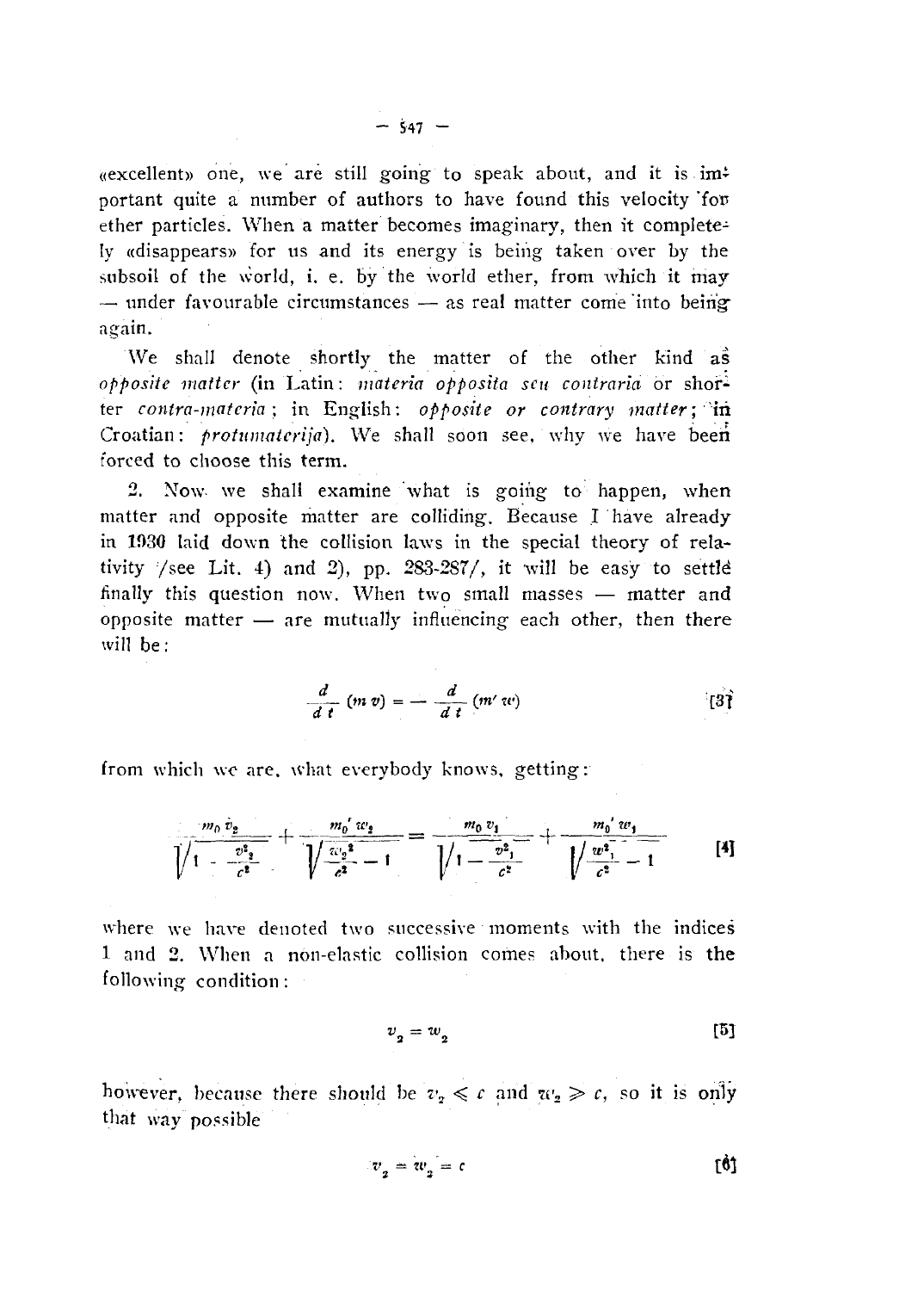«excellent» one, we are still going to speak about, and it is important quite a number of authors to have found this velocity for ether particles. When a matter becomes imaginary, then it completely «disappears» for us and its energy is being taken over by the subsoil of the world, i. e. by the world ether, from which it may — under favourable circumstances — as real matter come into being again.

We shall denote shortly the matter of the other kind as *opposite matter* (in Latin: *materia opposita seu contraria* or shorter *contra-materia*; in English: *opposite or contrary matter*; in Croatian: *protumaterija*). We shall soon see, why we have been forced to choose this term.

2. Now we shall examine what is going to happen, when matter and opposite matter are colliding. Because I have already in 1930 laid down the collision laws in the special theory of relativity /see Lit. 4) and 2), pp. 283-287/, it will be easy to settle finally this question now. When two small masses — matter and opposite matter — are mutually influencing each other, then there will be:

$$\frac{d}{dt}(m\,v) = -\frac{d}{dt}(m'\,w) \qquad [3]$$

from which we are, what everybody knows, getting:

$$\frac{m_0\,v_2}{\sqrt{1-\frac{v_2^2}{c^2}}} + \frac{m_0'\,w_2}{\sqrt{\frac{w_2^2}{c^2}-1}} = \frac{m_0\,v_1}{\sqrt{1-\frac{v_1^2}{c^2}}} + \frac{m_0'\,w_1}{\sqrt{\frac{w_1^2}{c^2}-1}} \qquad [4]$$

where we have denoted two successive moments with the indices 1 and 2. When a non-elastic collision comes about, there is the following condition:

$$v_2 = w_2 \qquad [5]$$

however, because there should be $v_2 \leqslant c$ and $w_2 \geqslant c$, so it is only that way possible

$$v_2 = w_2 = c \qquad [6]$$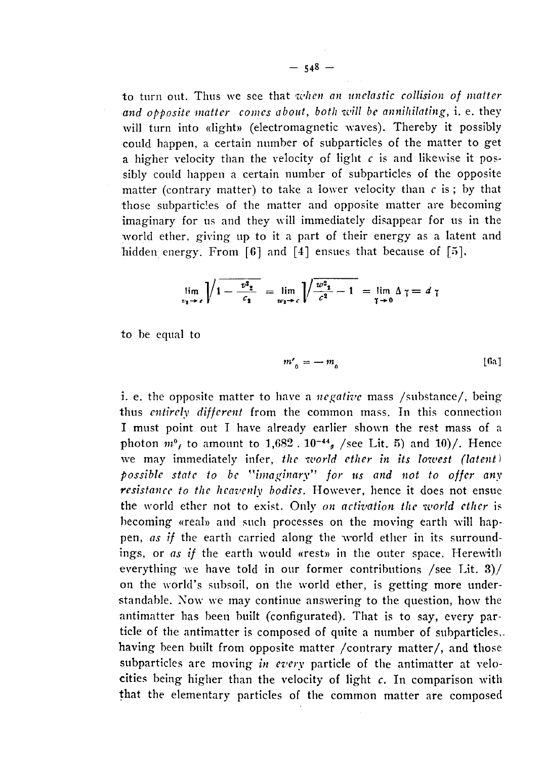to turn out. Thus we see that *when an unelastic collision of matter and opposite matter comes about, both will be annihilating*, i. e. they will turn into «light» (electromagnetic waves). Thereby it possibly could happen, a certain number of subparticles of the matter to get a higher velocity than the velocity of light $c$ is and likewise it possibly could happen a certain number of subparticles of the opposite matter (contrary matter) to take a lower velocity than $c$ is; by that those subparticles of the matter and opposite matter are becoming imaginary for us and they will immediately disappear for us in the world ether, giving up to it a part of their energy as a latent and hidden energy. From [6] and [4] ensues that because of [5],

$$\lim_{v_2 \to c} \sqrt{1 - \frac{v_2^2}{c_2}} = \lim_{w_2 \to c} \sqrt{\frac{w_2^2}{c^2} - 1} = \lim_{\gamma \to 0} \Delta \gamma = d\gamma$$

to be equal to

$$m'_0 = -m_0 \qquad [6a]$$

i. e. the opposite matter to have a *negative* mass /substance/, being thus *entirely different* from the common mass. In this connection I must point out I have already earlier shown the rest mass of a photon $m^0_f$ to amount to $1{,}682 \,.\, 10^{-44}{}_g$ /see Lit. 5) and 10)/. Hence we may immediately infer, *the world ether in its lowest (latent) possible state to be "imaginary" for us and not to offer any resistance to the heavenly bodies.* However, hence it does not ensue the world ether not to exist. Only *on activation the world ether* is becoming «real» and such processes on the moving earth will happen, *as if* the earth carried along the world ether in its surroundings, or *as if* the earth would «rest» in the outer space. Herewith everything we have told in our former contributions /see Lit. 3)/ on the world's subsoil, on the world ether, is getting more understandable. Now we may continue answering to the question, how the antimatter has been built (configurated). That is to say, every particle of the antimatter is composed of quite a number of subparticles, having been built from opposite matter /contrary matter/, and those subparticles are moving *in every* particle of the antimatter at velocities being higher than the velocity of light $c$. In comparison with that the elementary particles of the common matter are composed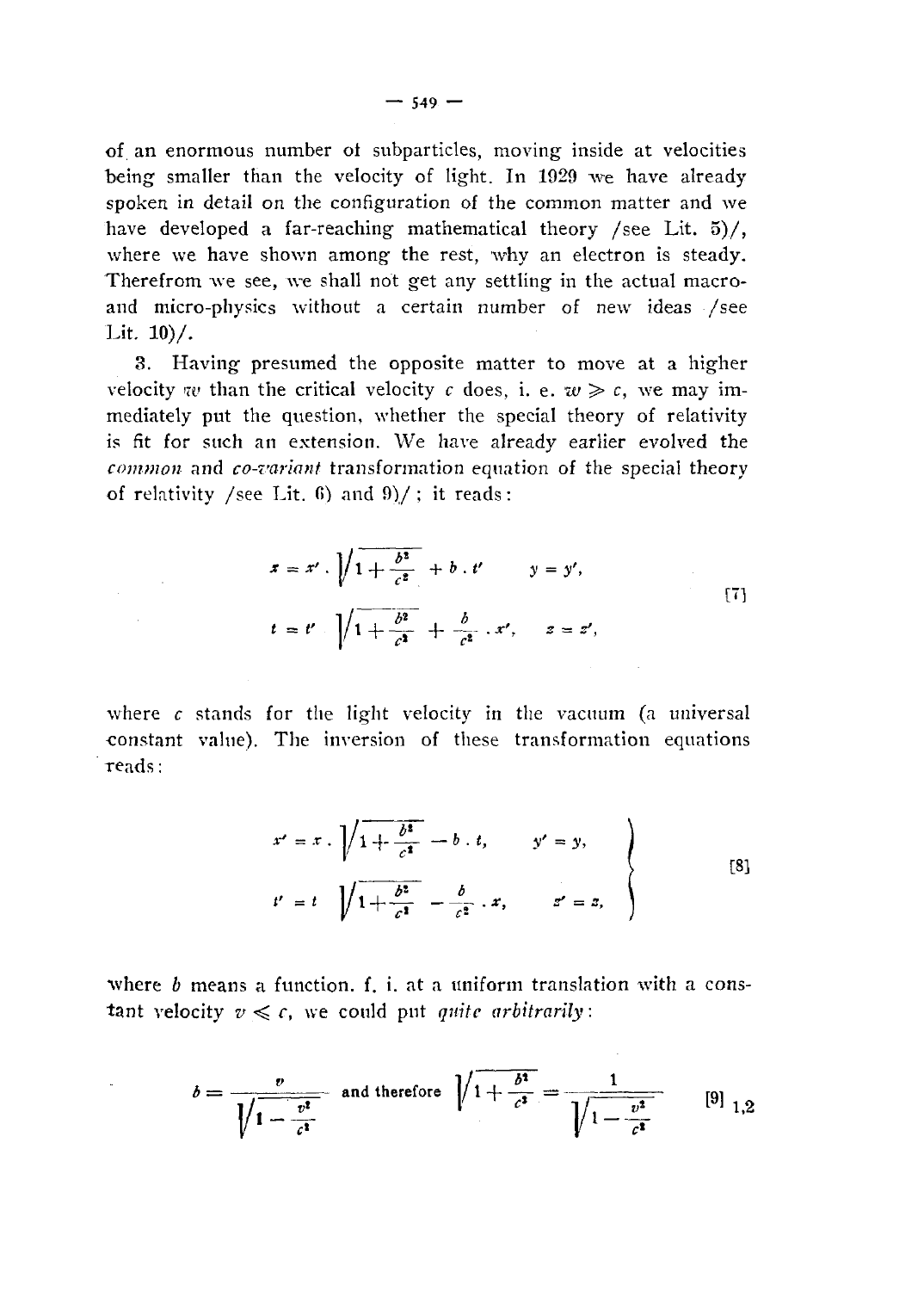of an enormous number of subparticles, moving inside at velocities being smaller than the velocity of light. In 1929 we have already spoken in detail on the configuration of the common matter and we have developed a far-reaching mathematical theory /see Lit. 5)/, where we have shown among the rest, why an electron is steady. Therefrom we see, we shall not get any settling in the actual macro- and micro-physics without a certain number of new ideas /see Lit. 10)/.

3. Having presumed the opposite matter to move at a higher velocity $w$ than the critical velocity $c$ does, i. e. $w > c$, we may immediately put the question, whether the special theory of relativity is fit for such an extension. We have already earlier evolved the *common* and *co-variant* transformation equation of the special theory of relativity /see Lit. 6) and 9)/ ; it reads:

$$
\begin{aligned}
x &= x' \cdot \sqrt{1 + \frac{b^2}{c^2}} + b \cdot t' \qquad y = y', \\
t &= t' \sqrt{1 + \frac{b^2}{c^2}} + \frac{b}{c^2} \cdot x', \qquad z = z',
\end{aligned}
\tag{7}
$$

where $c$ stands for the light velocity in the vacuum (a universal constant value). The inversion of these transformation equations reads:

$$
\left.
\begin{aligned}
x' &= x \cdot \sqrt{1 + \frac{b^2}{c^2}} - b \cdot t, \qquad y' = y, \\
t' &= t \sqrt{1 + \frac{b^2}{c^2}} - \frac{b}{c^2} \cdot x, \qquad z' = z,
\end{aligned}
\right\}
\tag{8}
$$

where $b$ means a function. f. i. at a uniform translation with a constant velocity $v < c$, we could put *quite arbitrarily*:

$$
b = \frac{v}{\sqrt{1 - \frac{v^2}{c^2}}} \quad \text{and therefore} \quad \sqrt{1 + \frac{b^2}{c^2}} = \frac{1}{\sqrt{1 - \frac{v^2}{c^2}}}
\tag{9}_{1,2}
$$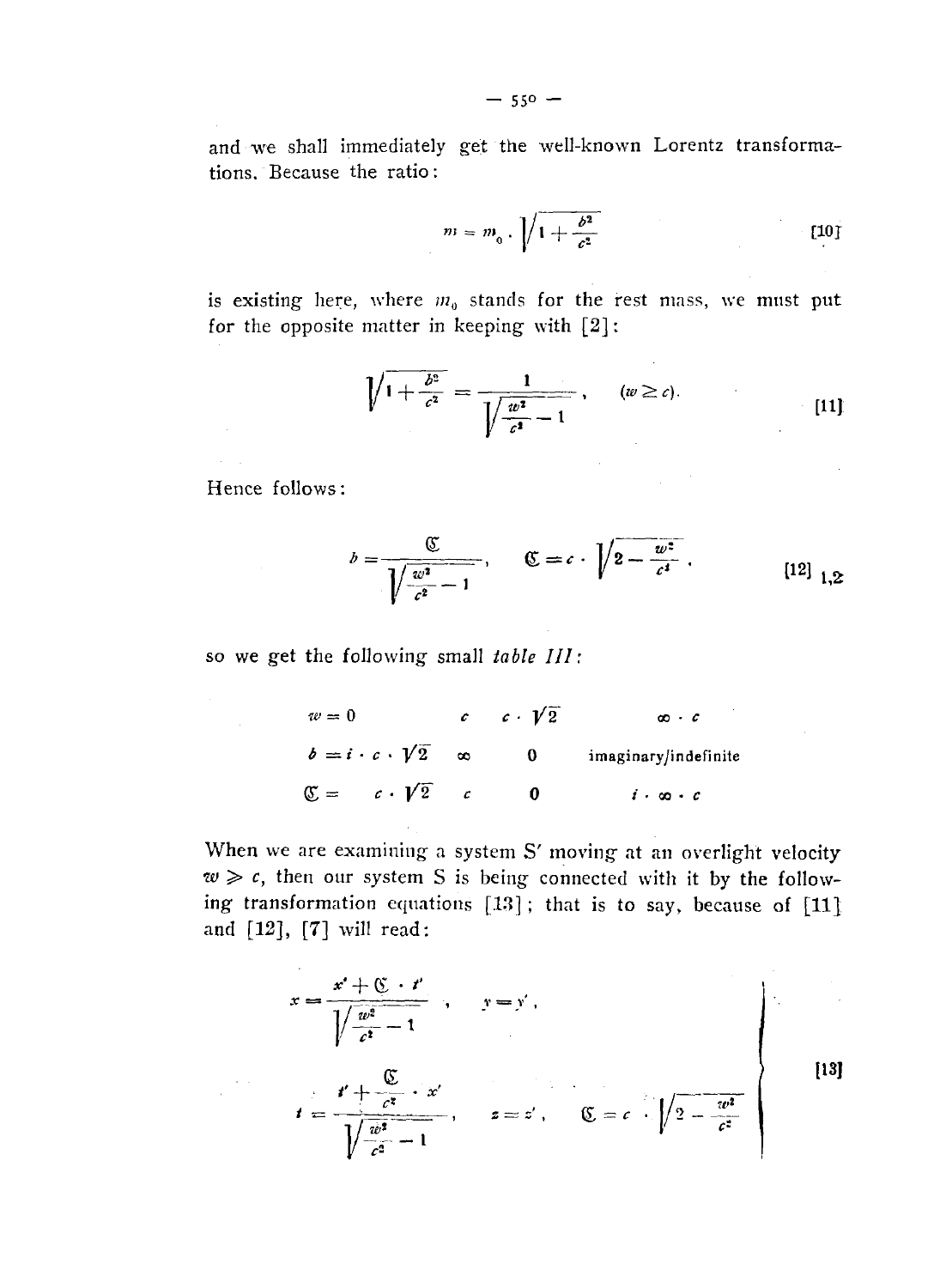and we shall immediately get the well-known Lorentz transformations. Because the ratio:

$$m = m_0 \cdot \sqrt{1 + \frac{b^2}{c^2}} \tag{10}$$

is existing here, where $m_0$ stands for the rest mass, we must put for the opposite matter in keeping with [2]:

$$\sqrt{1 + \frac{b^2}{c^2}} = \frac{1}{\sqrt{\frac{w^2}{c^2} - 1}}, \qquad (w \geq c). \tag{11}$$

Hence follows:

$$b = \frac{\mathfrak{C}}{\sqrt{\frac{w^2}{c^2} - 1}}, \qquad \mathfrak{C} = c \cdot \sqrt{2 - \frac{w^2}{c^2}}. \tag{12$_{1,2}$}$$

so we get the following small *table III*:

| $w = 0$ | $c$ | $c \cdot \sqrt{2}$ | $\infty \cdot c$ |
|---|---|---|---|
| $b = i \cdot c \cdot \sqrt{2}$ | $\infty$ | $0$ | imaginary/indefinite |
| $\mathfrak{C} = \; c \cdot \sqrt{2}$ | $c$ | $0$ | $i \cdot \infty \cdot c$ |

When we are examining a system S′ moving at an overlight velocity $w \geqslant c$, then our system S is being connected with it by the following transformation equations [13]; that is to say, because of [11] and [12], [7] will read:

$$\left.\begin{aligned} x &= \frac{x' + \mathfrak{C} \cdot t'}{\sqrt{\frac{w^2}{c^2} - 1}}, \qquad y = y', \\ t &= \frac{t' + \frac{\mathfrak{C}}{c^2} \cdot x'}{\sqrt{\frac{w^2}{c^2} - 1}}, \qquad z = z', \qquad \mathfrak{C} = c \cdot \sqrt{2 - \frac{w^2}{c^2}} \end{aligned}\right\} \tag{13}$$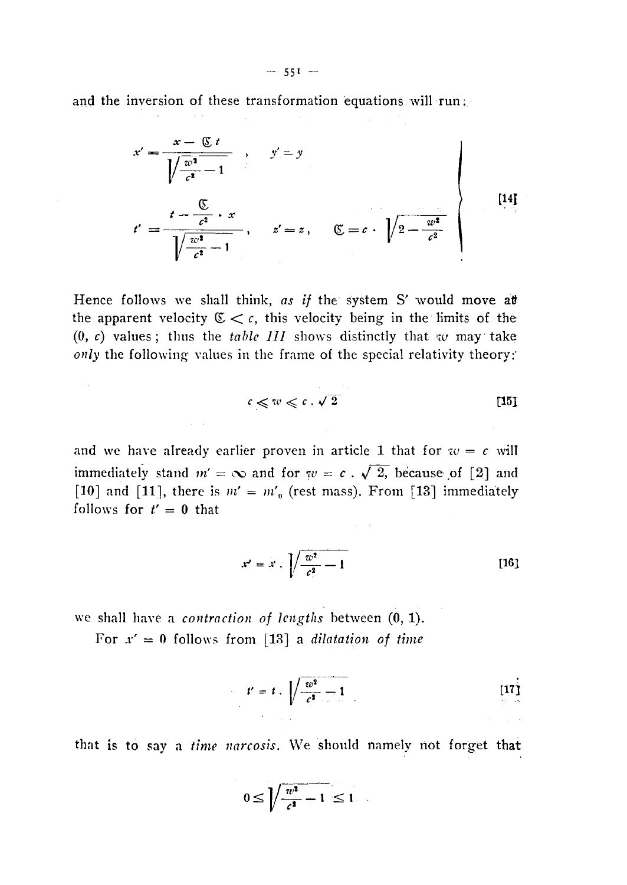and the inversion of these transformation equations will run:

$$x' = \frac{x - \mathfrak{C}\, t}{\sqrt{\frac{w^2}{c^2} - 1}}, \quad y' = y$$

$$t' = \frac{t - \frac{\mathfrak{C}}{c^2} \cdot x}{\sqrt{\frac{w^2}{c^2} - 1}}, \quad z' = z, \quad \mathfrak{C} = c \cdot \sqrt{2 - \frac{w^2}{c^2}} \qquad [14]$$

Hence follows we shall think, *as if* the system S′ would move at the apparent velocity $\mathfrak{C} < c$, this velocity being in the limits of the $(0, c)$ values; thus the *table III* shows distinctly that $w$ may take *only* the following values in the frame of the special relativity theory:

$$c \leqslant w \leqslant c \,.\, \sqrt{2} \qquad [15]$$

and we have already earlier proven in article 1 that for $w = c$ will immediately stand $m' = \infty$ and for $w = c \,.\, \sqrt{2}$, because of [2] and [10] and [11], there is $m' = m'_0$ (rest mass). From [13] immediately follows for $t' = 0$ that

$$x' = x \,.\, \sqrt{\frac{w^2}{c^2} - 1} \qquad [16]$$

we shall have a *contraction of lengths* between (0, 1).

For $x' = 0$ follows from [13] a *dilatation of time*

$$t' = t \,.\, \sqrt{\frac{w^2}{c^2} - 1} \qquad [17]$$

that is to say a *time narcosis*. We should namely not forget that

$$0 \leq \sqrt{\frac{w^2}{c^2} - 1} \leq 1 \,.$$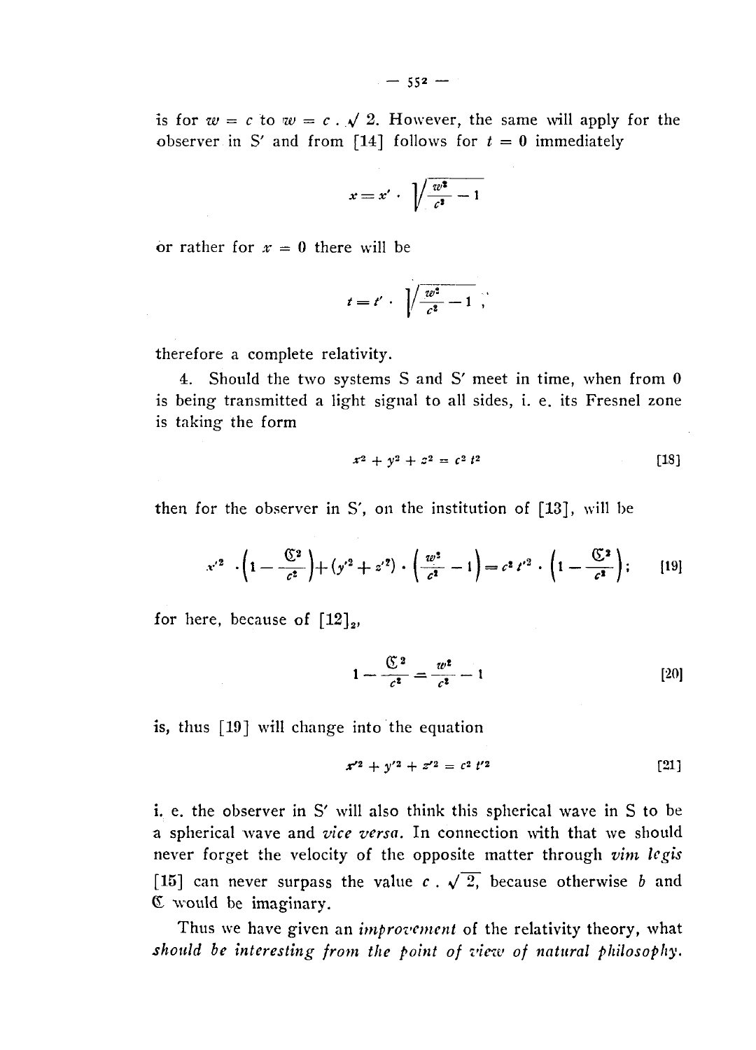is for $w = c$ to $w = c \,.\, \sqrt{2}$. However, the same will apply for the observer in S′ and from [14] follows for $t = 0$ immediately

$$x = x' \cdot \sqrt{\frac{w^2}{c^2} - 1}$$

or rather for $x = 0$ there will be

$$t = t' \cdot \sqrt{\frac{w^2}{c^2} - 1} \,,$$

therefore a complete relativity.

4. Should the two systems S and S′ meet in time, when from 0 is being transmitted a light signal to all sides, i. e. its Fresnel zone is taking the form

$$x^2 + y^2 + z^2 = c^2 \, t^2 \qquad [18]$$

then for the observer in S′, on the institution of [13], will be

$$x'^2 \cdot \left(1 - \frac{\mathfrak{C}^2}{c^2}\right) + (y'^2 + z'^2) \cdot \left(\frac{w^2}{c^2} - 1\right) = c^2 \, t'^2 \cdot \left(1 - \frac{\mathfrak{C}^2}{c^2}\right); \qquad [19]$$

for here, because of $[12]_2$,

$$1 - \frac{\mathfrak{C}^2}{c^2} = \frac{w^2}{c^2} - 1 \qquad [20]$$

is, thus [19] will change into the equation

$$x'^2 + y'^2 + z'^2 = c^2 \, t'^2 \qquad [21]$$

i. e. the observer in S′ will also think this spherical wave in S to be a spherical wave and *vice versa.* In connection with that we should never forget the velocity of the opposite matter through *vim legis* [15] can never surpass the value $c \,.\, \sqrt{2}$, because otherwise $b$ and $\mathfrak{C}$ would be imaginary.

Thus we have given an *improvement* of the relativity theory, what *should be interesting from the point of view of natural philosophy.*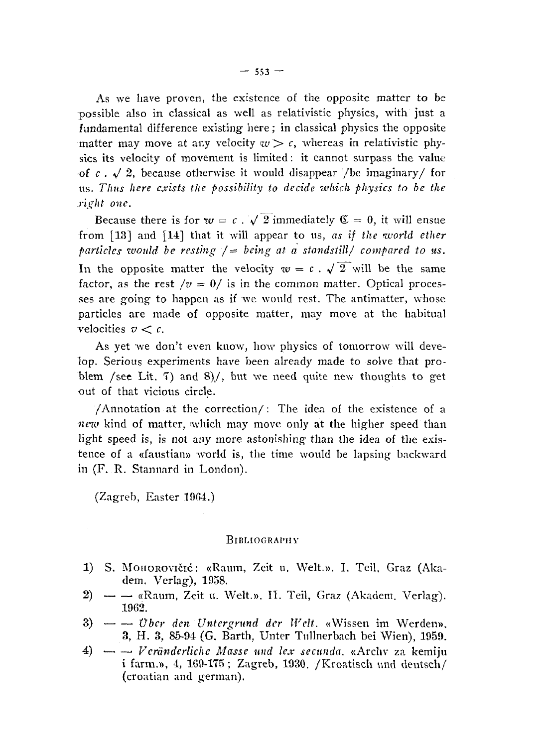As we have proven, the existence of the opposite matter to be possible also in classical as well as relativistic physics, with just a fundamental difference existing here; in classical physics the opposite matter may move at any velocity $w > c$, whereas in relativistic physics its velocity of movement is limited: it cannot surpass the value of $c \cdot \sqrt{2}$, because otherwise it would disappear /be imaginary/ for us. *Thus here exists the possibility to decide which physics to be the right one.*

Because there is for $w = c \cdot \sqrt{2}$ immediately $\mathfrak{C} = 0$, it will ensue from [13] and [14] that it will appear to us, *as if the world ether particles would be resting /= being at a standstill/ compared to us.* In the opposite matter the velocity $w = c \cdot \sqrt{2}$ will be the same factor, as the rest $/v = 0/$ is in the common matter. Optical processes are going to happen as if we would rest. The antimatter, whose particles are made of opposite matter, may move at the habitual velocities $v < c$.

As yet we don't even know, how physics of tomorrow will develop. Serious experiments have been already made to solve that problem /see Lit. 7) and 8)/, but we need quite new thoughts to get out of that vicious circle.

/Annotation at the correction/: The idea of the existence of a *new* kind of matter, which may move only at the higher speed than light speed is, is not any more astonishing than the idea of the existence of a «faustian» world is, the time would be lapsing backward in (F. R. Stannard in London).

(Zagreb, Easter 1964.)

## Bibliography

1) S. Mohorovičić: «Raum, Zeit u. Welt.». I. Teil, Graz (Akadem. Verlag), 1958.
2) — — «Raum, Zeit u. Welt.». II. Teil, Graz (Akadem. Verlag). 1962.
3) — — *Über den Untergrund der Welt.* «Wissen im Werden», 3, H. 3, 85-94 (G. Barth, Unter Tullnerbach bei Wien), 1959.
4) — — *Veränderliche Masse und lex secunda.* «Archv za kemiju i farm.», 4, 169-175; Zagreb, 1930. /Kroatisch und deutsch/ (croatian and german).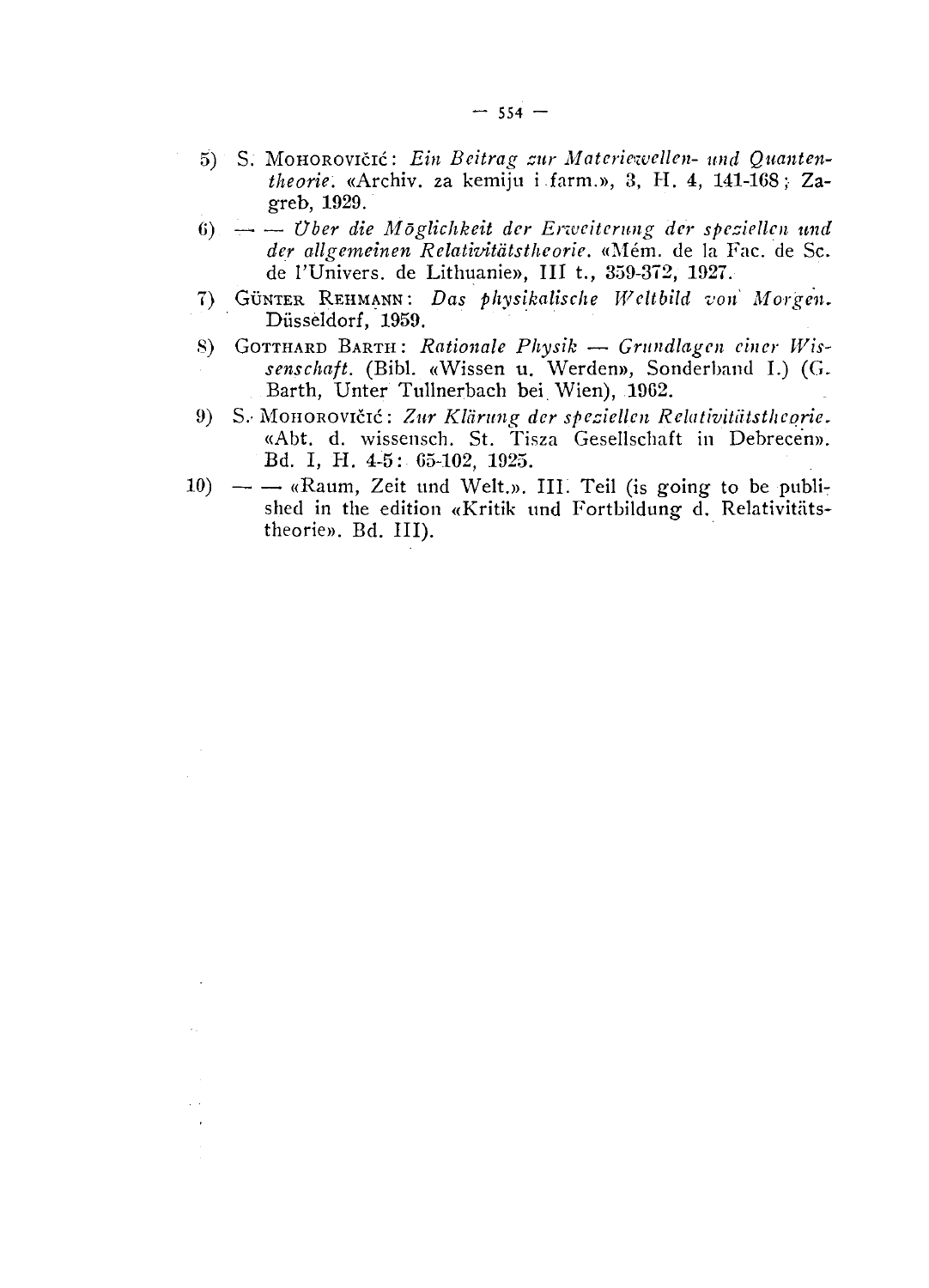5) S. Mohorovičić: *Ein Beitrag zur Materiewellen- und Quantentheorie.* «Archiv. za kemiju i farm.», 3, H. 4, 141-168; Zagreb, 1929.

6) — — *Über die Möglichkeit der Erweiterung der speziellen und der allgemeinen Relativitätstheorie.* «Mém. de la Fac. de Sc. de l'Univers. de Lithuanie», III t., 359-372, 1927.

7) Günter Rehmann: *Das physikalische Weltbild von Morgen.* Düsseldorf, 1959.

8) Gotthard Barth: *Rationale Physik — Grundlagen einer Wissenschaft.* (Bibl. «Wissen u. Werden», Sonderband I.) (G. Barth, Unter Tullnerbach bei Wien), 1962.

9) S. Mohorovičić: *Zur Klärung der speziellen Relativitätstheorie.* «Abt. d. wissensch. St. Tisza Gesellschaft in Debrecen». Bd. I, H. 4-5: 65-102, 1925.

10) — — «Raum, Zeit und Welt.». III. Teil (is going to be published in the edition «Kritik und Fortbildung d. Relativitätstheorie». Bd. III).